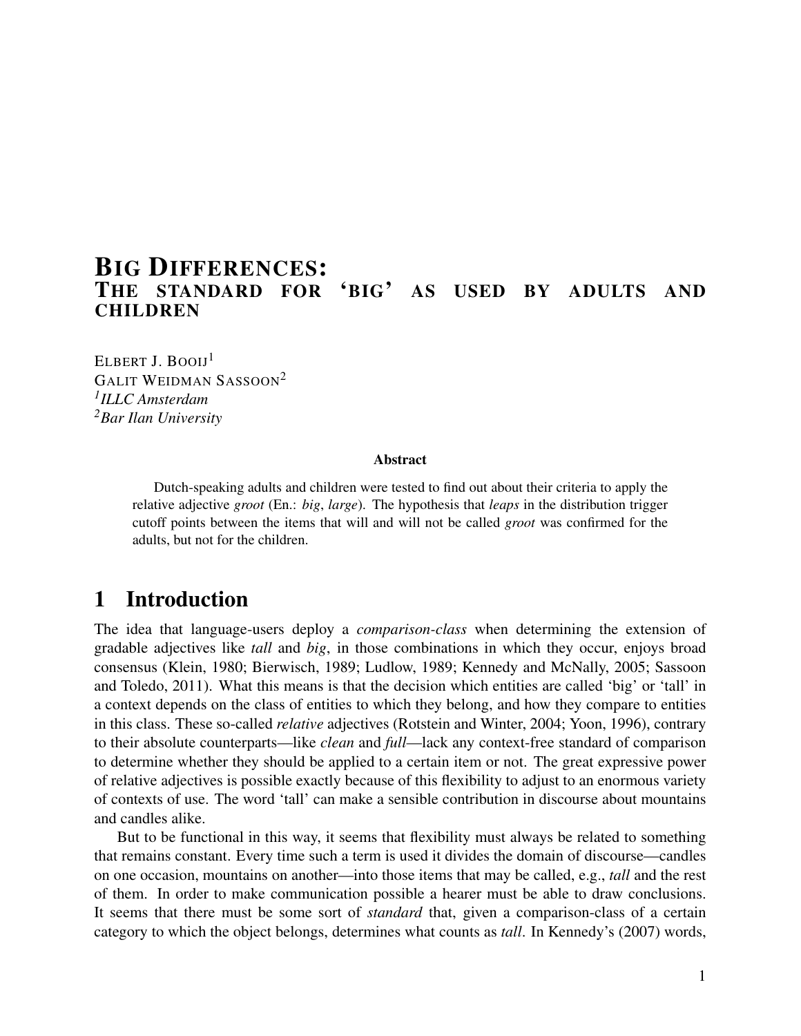# BIG DIFFERENCES: THE STANDARD FOR 'BIG' AS USED BY ADULTS AND CHILDREN

ELBERT J. BOOIJ[1]
GALIT WEIDMAN SASSOON[2]
[1]*ILLC Amsterdam*
[2]*Bar Ilan University*

**Abstract**

Dutch-speaking adults and children were tested to find out about their criteria to apply the relative adjective *groot* (En.: *big*, *large*). The hypothesis that *leaps* in the distribution trigger cutoff points between the items that will and will not be called *groot* was confirmed for the adults, but not for the children.

## 1 Introduction

The idea that language-users deploy a *comparison-class* when determining the extension of gradable adjectives like *tall* and *big*, in those combinations in which they occur, enjoys broad consensus (Klein, 1980; Bierwisch, 1989; Ludlow, 1989; Kennedy and McNally, 2005; Sassoon and Toledo, 2011). What this means is that the decision which entities are called 'big' or 'tall' in a context depends on the class of entities to which they belong, and how they compare to entities in this class. These so-called *relative* adjectives (Rotstein and Winter, 2004; Yoon, 1996), contrary to their absolute counterparts—like *clean* and *full*—lack any context-free standard of comparison to determine whether they should be applied to a certain item or not. The great expressive power of relative adjectives is possible exactly because of this flexibility to adjust to an enormous variety of contexts of use. The word 'tall' can make a sensible contribution in discourse about mountains and candles alike.

But to be functional in this way, it seems that flexibility must always be related to something that remains constant. Every time such a term is used it divides the domain of discourse—candles on one occasion, mountains on another—into those items that may be called, e.g., *tall* and the rest of them. In order to make communication possible a hearer must be able to draw conclusions. It seems that there must be some sort of *standard* that, given a comparison-class of a certain category to which the object belongs, determines what counts as *tall*. In Kennedy's (2007) words,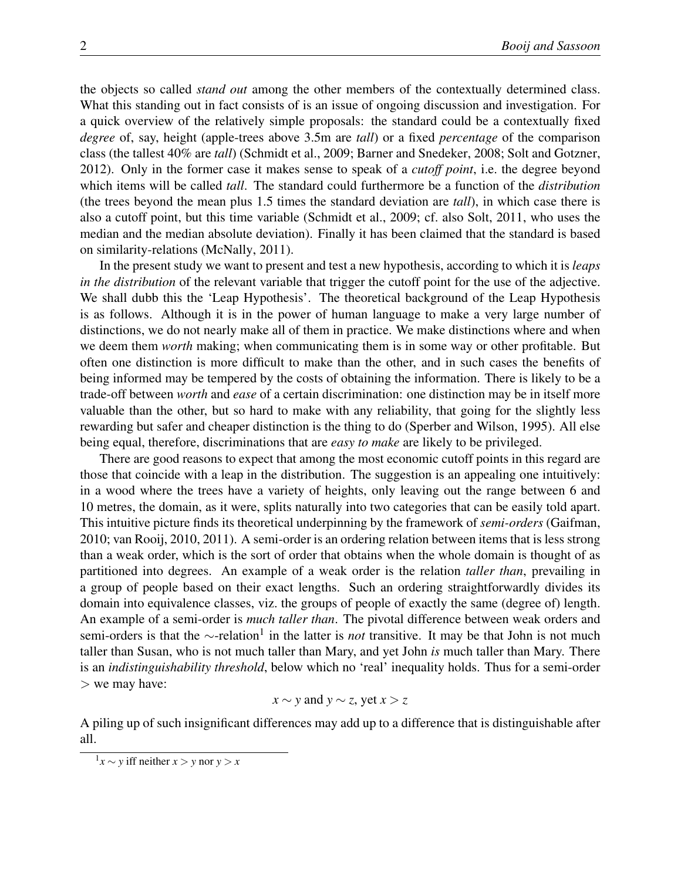the objects so called *stand out* among the other members of the contextually determined class. What this standing out in fact consists of is an issue of ongoing discussion and investigation. For a quick overview of the relatively simple proposals: the standard could be a contextually fixed *degree* of, say, height (apple-trees above 3.5m are *tall*) or a fixed *percentage* of the comparison class (the tallest 40% are *tall*) (Schmidt et al., 2009; Barner and Snedeker, 2008; Solt and Gotzner, 2012). Only in the former case it makes sense to speak of a *cutoff point*, i.e. the degree beyond which items will be called *tall*. The standard could furthermore be a function of the *distribution* (the trees beyond the mean plus 1.5 times the standard deviation are *tall*), in which case there is also a cutoff point, but this time variable (Schmidt et al., 2009; cf. also Solt, 2011, who uses the median and the median absolute deviation). Finally it has been claimed that the standard is based on similarity-relations (McNally, 2011).

In the present study we want to present and test a new hypothesis, according to which it is *leaps in the distribution* of the relevant variable that trigger the cutoff point for the use of the adjective. We shall dubb this the 'Leap Hypothesis'. The theoretical background of the Leap Hypothesis is as follows. Although it is in the power of human language to make a very large number of distinctions, we do not nearly make all of them in practice. We make distinctions where and when we deem them *worth* making; when communicating them is in some way or other profitable. But often one distinction is more difficult to make than the other, and in such cases the benefits of being informed may be tempered by the costs of obtaining the information. There is likely to be a trade-off between *worth* and *ease* of a certain discrimination: one distinction may be in itself more valuable than the other, but so hard to make with any reliability, that going for the slightly less rewarding but safer and cheaper distinction is the thing to do (Sperber and Wilson, 1995). All else being equal, therefore, discriminations that are *easy to make* are likely to be privileged.

There are good reasons to expect that among the most economic cutoff points in this regard are those that coincide with a leap in the distribution. The suggestion is an appealing one intuitively: in a wood where the trees have a variety of heights, only leaving out the range between 6 and 10 metres, the domain, as it were, splits naturally into two categories that can be easily told apart. This intuitive picture finds its theoretical underpinning by the framework of *semi-orders* (Gaifman, 2010; van Rooij, 2010, 2011). A semi-order is an ordering relation between items that is less strong than a weak order, which is the sort of order that obtains when the whole domain is thought of as partitioned into degrees. An example of a weak order is the relation *taller than*, prevailing in a group of people based on their exact lengths. Such an ordering straightforwardly divides its domain into equivalence classes, viz. the groups of people of exactly the same (degree of) length. An example of a semi-order is *much taller than*. The pivotal difference between weak orders and semi-orders is that the $\sim$-relation[1] in the latter is *not* transitive. It may be that John is not much taller than Susan, who is not much taller than Mary, and yet John *is* much taller than Mary. There is an *indistinguishability threshold*, below which no 'real' inequality holds. Thus for a semi-order $>$ we may have:

$$x \sim y \text{ and } y \sim z, \text{ yet } x > z$$

A piling up of such insignificant differences may add up to a difference that is distinguishable after all.

[1] $x \sim y$ iff neither $x > y$ nor $y > x$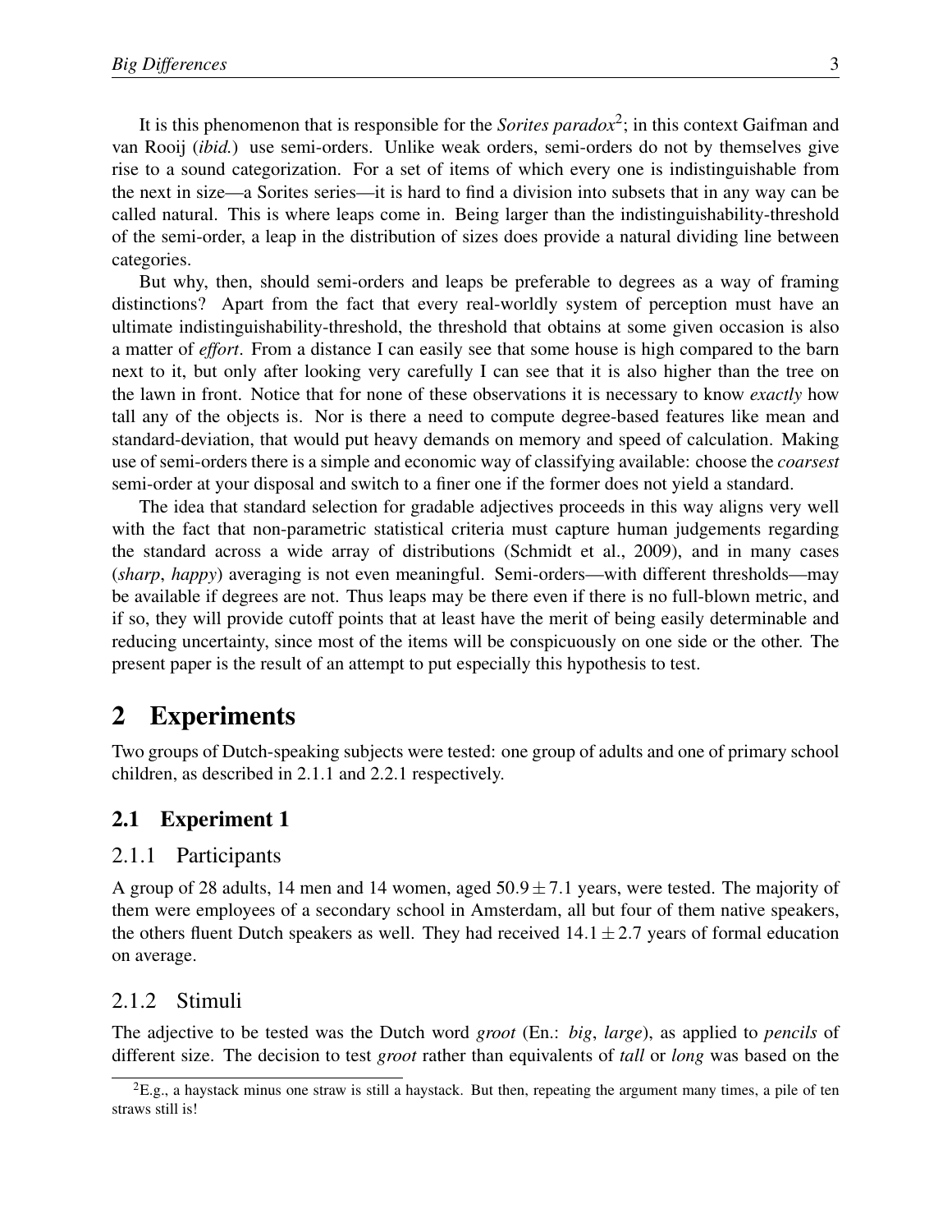It is this phenomenon that is responsible for the *Sorites paradox*[2]; in this context Gaifman and van Rooij (*ibid.*) use semi-orders. Unlike weak orders, semi-orders do not by themselves give rise to a sound categorization. For a set of items of which every one is indistinguishable from the next in size—a Sorites series—it is hard to find a division into subsets that in any way can be called natural. This is where leaps come in. Being larger than the indistinguishability-threshold of the semi-order, a leap in the distribution of sizes does provide a natural dividing line between categories.

But why, then, should semi-orders and leaps be preferable to degrees as a way of framing distinctions? Apart from the fact that every real-worldly system of perception must have an ultimate indistinguishability-threshold, the threshold that obtains at some given occasion is also a matter of *effort*. From a distance I can easily see that some house is high compared to the barn next to it, but only after looking very carefully I can see that it is also higher than the tree on the lawn in front. Notice that for none of these observations it is necessary to know *exactly* how tall any of the objects is. Nor is there a need to compute degree-based features like mean and standard-deviation, that would put heavy demands on memory and speed of calculation. Making use of semi-orders there is a simple and economic way of classifying available: choose the *coarsest* semi-order at your disposal and switch to a finer one if the former does not yield a standard.

The idea that standard selection for gradable adjectives proceeds in this way aligns very well with the fact that non-parametric statistical criteria must capture human judgements regarding the standard across a wide array of distributions (Schmidt et al., 2009), and in many cases (*sharp*, *happy*) averaging is not even meaningful. Semi-orders—with different thresholds—may be available if degrees are not. Thus leaps may be there even if there is no full-blown metric, and if so, they will provide cutoff points that at least have the merit of being easily determinable and reducing uncertainty, since most of the items will be conspicuously on one side or the other. The present paper is the result of an attempt to put especially this hypothesis to test.

# 2 Experiments

Two groups of Dutch-speaking subjects were tested: one group of adults and one of primary school children, as described in 2.1.1 and 2.2.1 respectively.

## 2.1 Experiment 1

### 2.1.1 Participants

A group of 28 adults, 14 men and 14 women, aged $50.9 \pm 7.1$ years, were tested. The majority of them were employees of a secondary school in Amsterdam, all but four of them native speakers, the others fluent Dutch speakers as well. They had received $14.1 \pm 2.7$ years of formal education on average.

### 2.1.2 Stimuli

The adjective to be tested was the Dutch word *groot* (En.: *big*, *large*), as applied to *pencils* of different size. The decision to test *groot* rather than equivalents of *tall* or *long* was based on the

[2] E.g., a haystack minus one straw is still a haystack. But then, repeating the argument many times, a pile of ten straws still is!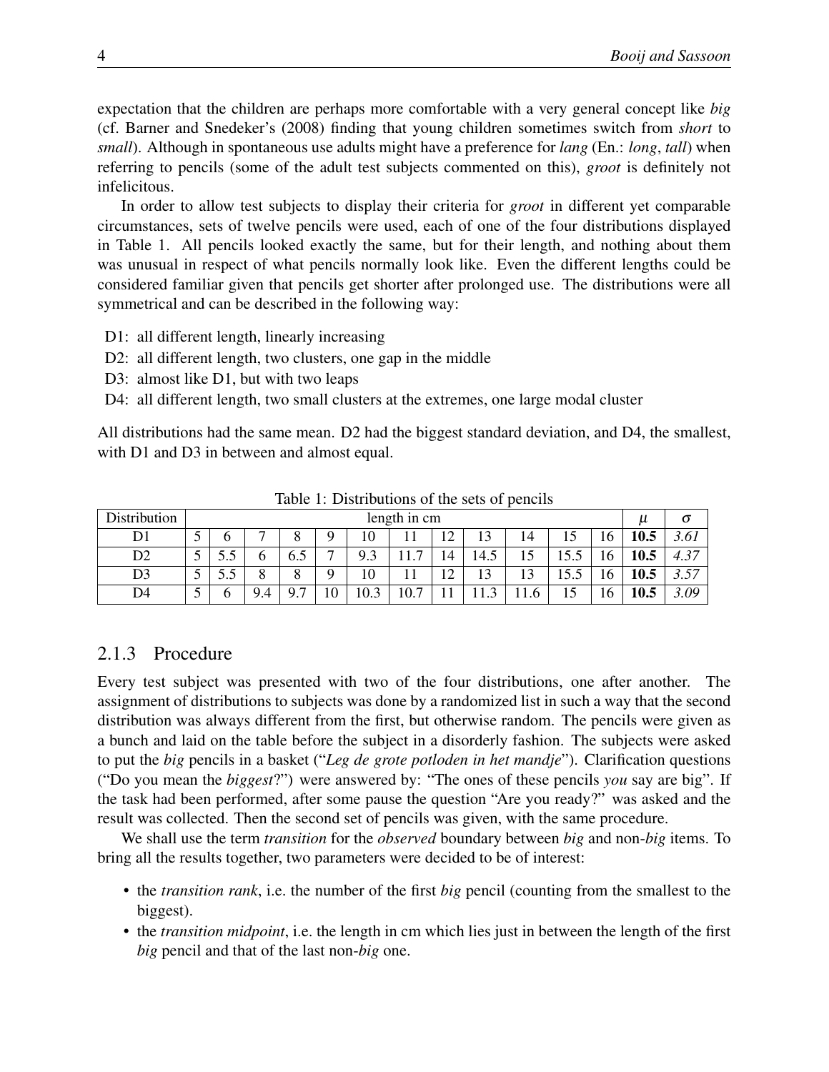expectation that the children are perhaps more comfortable with a very general concept like *big* (cf. Barner and Snedeker's (2008) finding that young children sometimes switch from *short* to *small*). Although in spontaneous use adults might have a preference for *lang* (En.: *long*, *tall*) when referring to pencils (some of the adult test subjects commented on this), *groot* is definitely not infelicitous.

In order to allow test subjects to display their criteria for *groot* in different yet comparable circumstances, sets of twelve pencils were used, each of one of the four distributions displayed in Table 1. All pencils looked exactly the same, but for their length, and nothing about them was unusual in respect of what pencils normally look like. Even the different lengths could be considered familiar given that pencils get shorter after prolonged use. The distributions were all symmetrical and can be described in the following way:

- D1: all different length, linearly increasing
- D2: all different length, two clusters, one gap in the middle
- D3: almost like D1, but with two leaps
- D4: all different length, two small clusters at the extremes, one large modal cluster

All distributions had the same mean. D2 had the biggest standard deviation, and D4, the smallest, with D1 and D3 in between and almost equal.

Table 1: Distributions of the sets of pencils

| Distribution | length in cm | | | | | | | | | | | | $\mu$ | $\sigma$ |
|---|---|---|---|---|---|---|---|---|---|---|---|---|---|---|
| D1 | 5 | 6 | 7 | 8 | 9 | 10 | 11 | 12 | 13 | 14 | 15 | 16 | **10.5** | *3.61* |
| D2 | 5 | 5.5 | 6 | 6.5 | 7 | 9.3 | 11.7 | 14 | 14.5 | 15 | 15.5 | 16 | **10.5** | *4.37* |
| D3 | 5 | 5.5 | 8 | 8 | 9 | 10 | 11 | 12 | 13 | 13 | 15.5 | 16 | **10.5** | *3.57* |
| D4 | 5 | 6 | 9.4 | 9.7 | 10 | 10.3 | 10.7 | 11 | 11.3 | 11.6 | 15 | 16 | **10.5** | *3.09* |

### 2.1.3 Procedure

Every test subject was presented with two of the four distributions, one after another. The assignment of distributions to subjects was done by a randomized list in such a way that the second distribution was always different from the first, but otherwise random. The pencils were given as a bunch and laid on the table before the subject in a disorderly fashion. The subjects were asked to put the *big* pencils in a basket ("*Leg de grote potloden in het mandje*"). Clarification questions ("Do you mean the *biggest*?") were answered by: "The ones of these pencils *you* say are big". If the task had been performed, after some pause the question "Are you ready?" was asked and the result was collected. Then the second set of pencils was given, with the same procedure.

We shall use the term *transition* for the *observed* boundary between *big* and non-*big* items. To bring all the results together, two parameters were decided to be of interest:

- the *transition rank*, i.e. the number of the first *big* pencil (counting from the smallest to the biggest).
- the *transition midpoint*, i.e. the length in cm which lies just in between the length of the first *big* pencil and that of the last non-*big* one.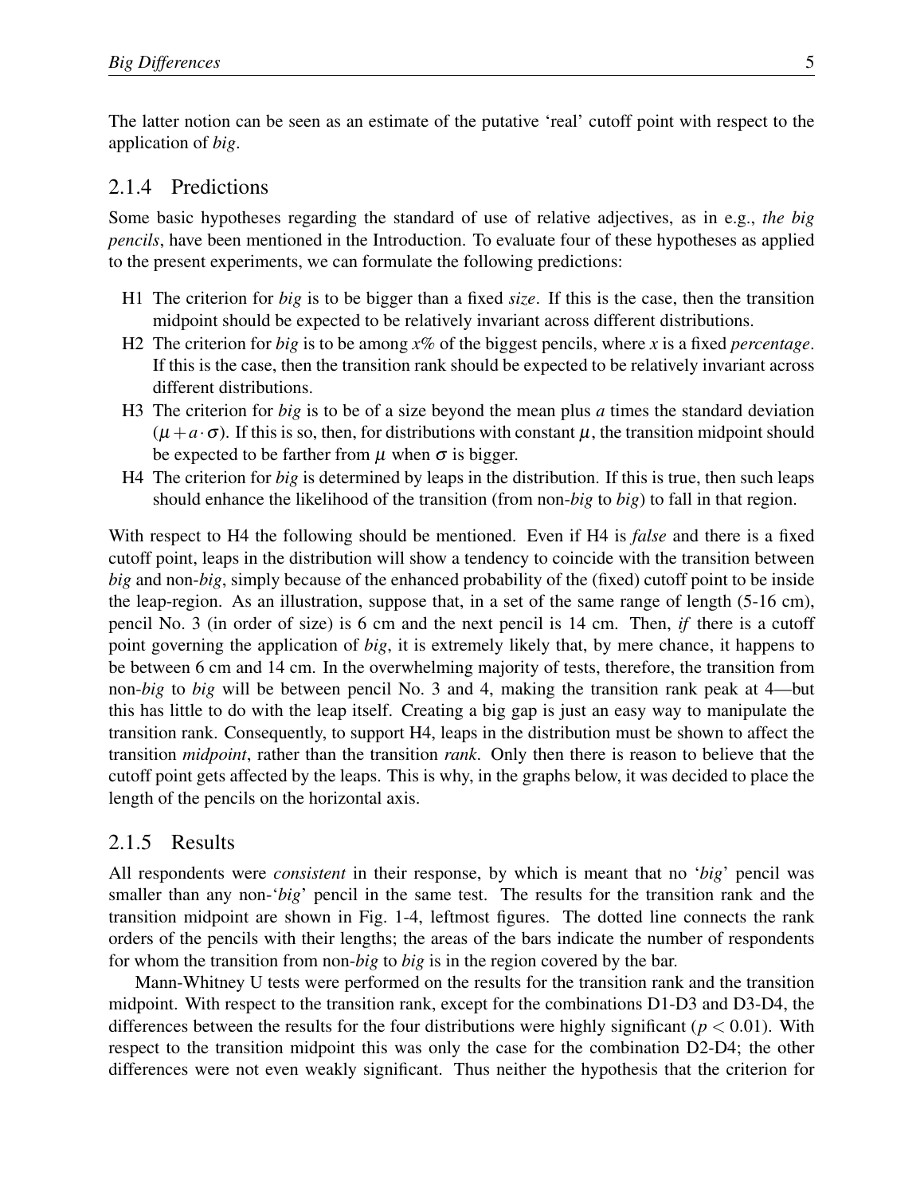The latter notion can be seen as an estimate of the putative 'real' cutoff point with respect to the application of *big*.

### 2.1.4 Predictions

Some basic hypotheses regarding the standard of use of relative adjectives, as in e.g., *the big pencils*, have been mentioned in the Introduction. To evaluate four of these hypotheses as applied to the present experiments, we can formulate the following predictions:

- H1 The criterion for *big* is to be bigger than a fixed *size*. If this is the case, then the transition midpoint should be expected to be relatively invariant across different distributions.
- H2 The criterion for *big* is to be among *x*% of the biggest pencils, where *x* is a fixed *percentage*. If this is the case, then the transition rank should be expected to be relatively invariant across different distributions.
- H3 The criterion for *big* is to be of a size beyond the mean plus *a* times the standard deviation ($\mu + a \cdot \sigma$). If this is so, then, for distributions with constant $\mu$, the transition midpoint should be expected to be farther from $\mu$ when $\sigma$ is bigger.
- H4 The criterion for *big* is determined by leaps in the distribution. If this is true, then such leaps should enhance the likelihood of the transition (from non-*big* to *big*) to fall in that region.

With respect to H4 the following should be mentioned. Even if H4 is *false* and there is a fixed cutoff point, leaps in the distribution will show a tendency to coincide with the transition between *big* and non-*big*, simply because of the enhanced probability of the (fixed) cutoff point to be inside the leap-region. As an illustration, suppose that, in a set of the same range of length (5-16 cm), pencil No. 3 (in order of size) is 6 cm and the next pencil is 14 cm. Then, *if* there is a cutoff point governing the application of *big*, it is extremely likely that, by mere chance, it happens to be between 6 cm and 14 cm. In the overwhelming majority of tests, therefore, the transition from non-*big* to *big* will be between pencil No. 3 and 4, making the transition rank peak at 4—but this has little to do with the leap itself. Creating a big gap is just an easy way to manipulate the transition rank. Consequently, to support H4, leaps in the distribution must be shown to affect the transition *midpoint*, rather than the transition *rank*. Only then there is reason to believe that the cutoff point gets affected by the leaps. This is why, in the graphs below, it was decided to place the length of the pencils on the horizontal axis.

### 2.1.5 Results

All respondents were *consistent* in their response, by which is meant that no '*big*' pencil was smaller than any non-'*big*' pencil in the same test. The results for the transition rank and the transition midpoint are shown in Fig. 1-4, leftmost figures. The dotted line connects the rank orders of the pencils with their lengths; the areas of the bars indicate the number of respondents for whom the transition from non-*big* to *big* is in the region covered by the bar.

Mann-Whitney U tests were performed on the results for the transition rank and the transition midpoint. With respect to the transition rank, except for the combinations D1-D3 and D3-D4, the differences between the results for the four distributions were highly significant ($p < 0.01$). With respect to the transition midpoint this was only the case for the combination D2-D4; the other differences were not even weakly significant. Thus neither the hypothesis that the criterion for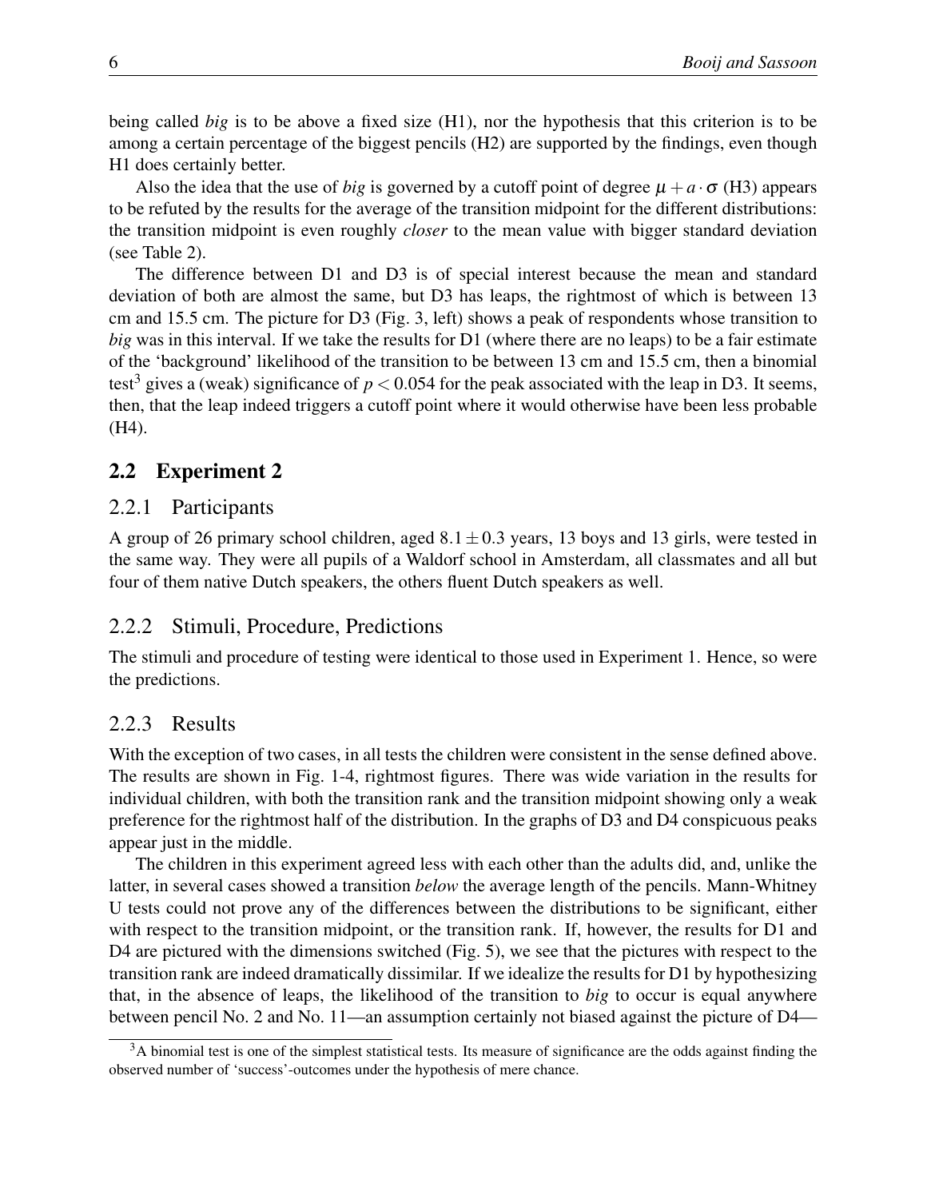being called *big* is to be above a fixed size (H1), nor the hypothesis that this criterion is to be among a certain percentage of the biggest pencils (H2) are supported by the findings, even though H1 does certainly better.

Also the idea that the use of *big* is governed by a cutoff point of degree $\mu + a \cdot \sigma$ (H3) appears to be refuted by the results for the average of the transition midpoint for the different distributions: the transition midpoint is even roughly *closer* to the mean value with bigger standard deviation (see Table 2).

The difference between D1 and D3 is of special interest because the mean and standard deviation of both are almost the same, but D3 has leaps, the rightmost of which is between 13 cm and 15.5 cm. The picture for D3 (Fig. 3, left) shows a peak of respondents whose transition to *big* was in this interval. If we take the results for D1 (where there are no leaps) to be a fair estimate of the 'background' likelihood of the transition to be between 13 cm and 15.5 cm, then a binomial test[3] gives a (weak) significance of $p < 0.054$ for the peak associated with the leap in D3. It seems, then, that the leap indeed triggers a cutoff point where it would otherwise have been less probable (H4).

## 2.2 Experiment 2

### 2.2.1 Participants

A group of 26 primary school children, aged $8.1 \pm 0.3$ years, 13 boys and 13 girls, were tested in the same way. They were all pupils of a Waldorf school in Amsterdam, all classmates and all but four of them native Dutch speakers, the others fluent Dutch speakers as well.

### 2.2.2 Stimuli, Procedure, Predictions

The stimuli and procedure of testing were identical to those used in Experiment 1. Hence, so were the predictions.

### 2.2.3 Results

With the exception of two cases, in all tests the children were consistent in the sense defined above. The results are shown in Fig. 1-4, rightmost figures. There was wide variation in the results for individual children, with both the transition rank and the transition midpoint showing only a weak preference for the rightmost half of the distribution. In the graphs of D3 and D4 conspicuous peaks appear just in the middle.

The children in this experiment agreed less with each other than the adults did, and, unlike the latter, in several cases showed a transition *below* the average length of the pencils. Mann-Whitney U tests could not prove any of the differences between the distributions to be significant, either with respect to the transition midpoint, or the transition rank. If, however, the results for D1 and D4 are pictured with the dimensions switched (Fig. 5), we see that the pictures with respect to the transition rank are indeed dramatically dissimilar. If we idealize the results for D1 by hypothesizing that, in the absence of leaps, the likelihood of the transition to *big* to occur is equal anywhere between pencil No. 2 and No. 11—an assumption certainly not biased against the picture of D4—

[3] A binomial test is one of the simplest statistical tests. Its measure of significance are the odds against finding the observed number of 'success'-outcomes under the hypothesis of mere chance.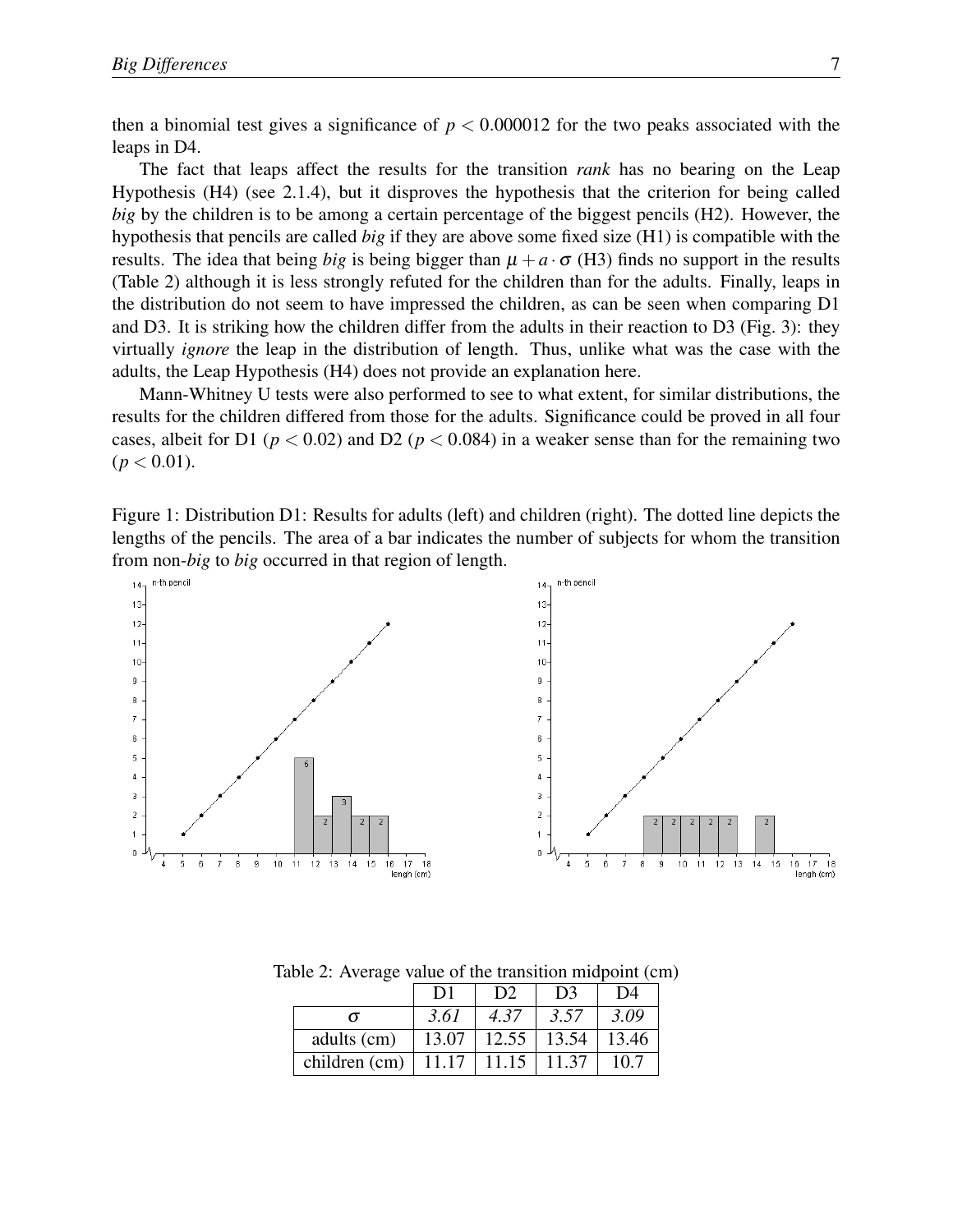then a binomial test gives a significance of $p < 0.000012$ for the two peaks associated with the leaps in D4.

The fact that leaps affect the results for the transition *rank* has no bearing on the Leap Hypothesis (H4) (see 2.1.4), but it disproves the hypothesis that the criterion for being called *big* by the children is to be among a certain percentage of the biggest pencils (H2). However, the hypothesis that pencils are called *big* if they are above some fixed size (H1) is compatible with the results. The idea that being *big* is being bigger than $\mu + a \cdot \sigma$ (H3) finds no support in the results (Table 2) although it is less strongly refuted for the children than for the adults. Finally, leaps in the distribution do not seem to have impressed the children, as can be seen when comparing D1 and D3. It is striking how the children differ from the adults in their reaction to D3 (Fig. 3): they virtually *ignore* the leap in the distribution of length. Thus, unlike what was the case with the adults, the Leap Hypothesis (H4) does not provide an explanation here.

Mann-Whitney U tests were also performed to see to what extent, for similar distributions, the results for the children differed from those for the adults. Significance could be proved in all four cases, albeit for D1 ($p < 0.02$) and D2 ($p < 0.084$) in a weaker sense than for the remaining two ($p < 0.01$).

Figure 1: Distribution D1: Results for adults (left) and children (right). The dotted line depicts the lengths of the pencils. The area of a bar indicates the number of subjects for whom the transition from non-*big* to *big* occurred in that region of length.

Table 2: Average value of the transition midpoint (cm)

| | D1 | D2 | D3 | D4 |
|---|---|---|---|---|
| $\sigma$ | *3.61* | *4.37* | *3.57* | *3.09* |
| adults (cm) | 13.07 | 12.55 | 13.54 | 13.46 |
| children (cm) | 11.17 | 11.15 | 11.37 | 10.7 |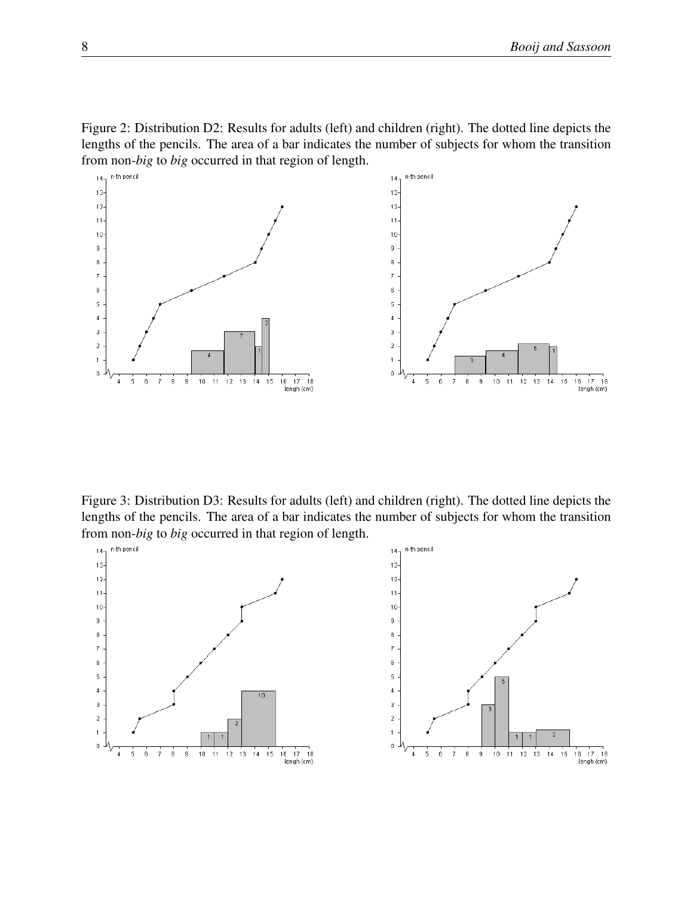Figure 2: Distribution D2: Results for adults (left) and children (right). The dotted line depicts the lengths of the pencils. The area of a bar indicates the number of subjects for whom the transition from non-*big* to *big* occurred in that region of length.

Figure 3: Distribution D3: Results for adults (left) and children (right). The dotted line depicts the lengths of the pencils. The area of a bar indicates the number of subjects for whom the transition from non-*big* to *big* occurred in that region of length.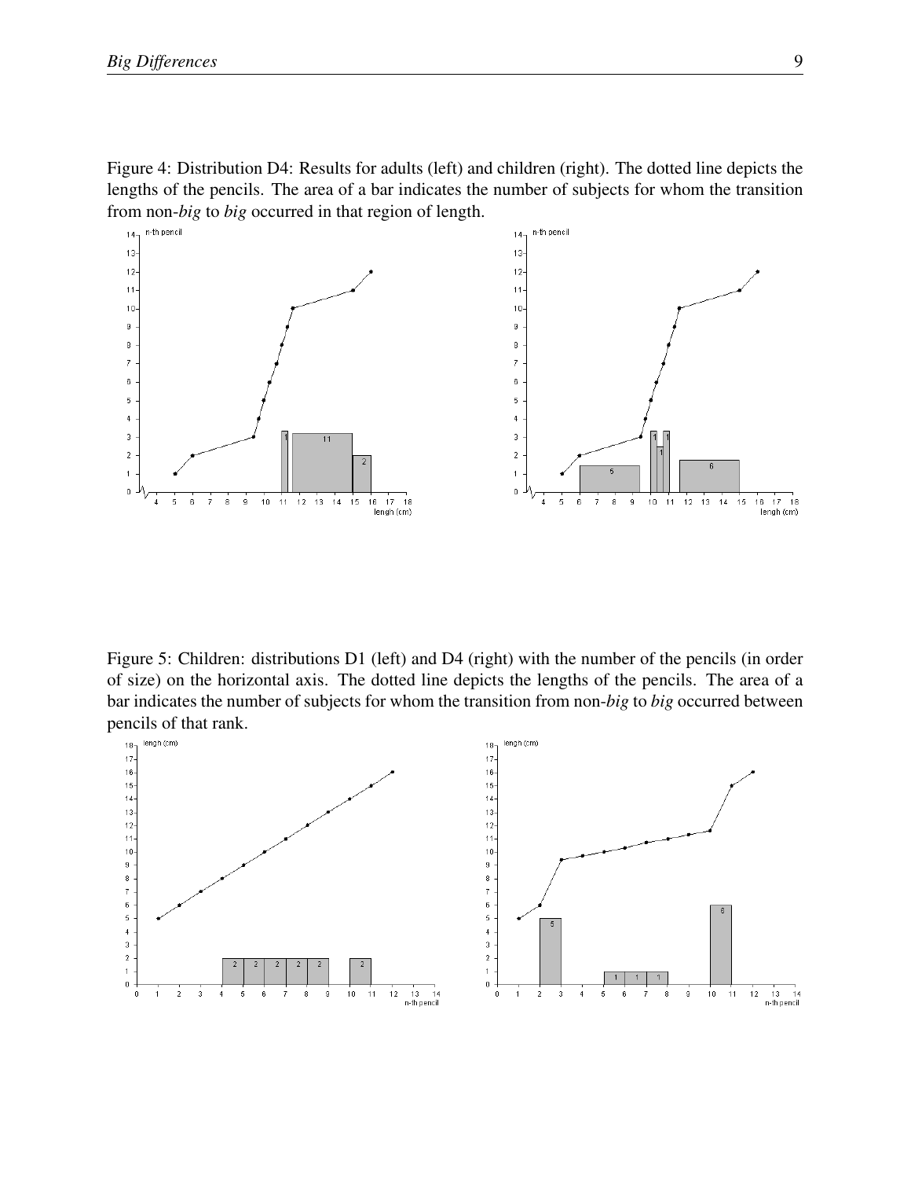Figure 4: Distribution D4: Results for adults (left) and children (right). The dotted line depicts the lengths of the pencils. The area of a bar indicates the number of subjects for whom the transition from non-*big* to *big* occurred in that region of length.

Figure 5: Children: distributions D1 (left) and D4 (right) with the number of the pencils (in order of size) on the horizontal axis. The dotted line depicts the lengths of the pencils. The area of a bar indicates the number of subjects for whom the transition from non-*big* to *big* occurred between pencils of that rank.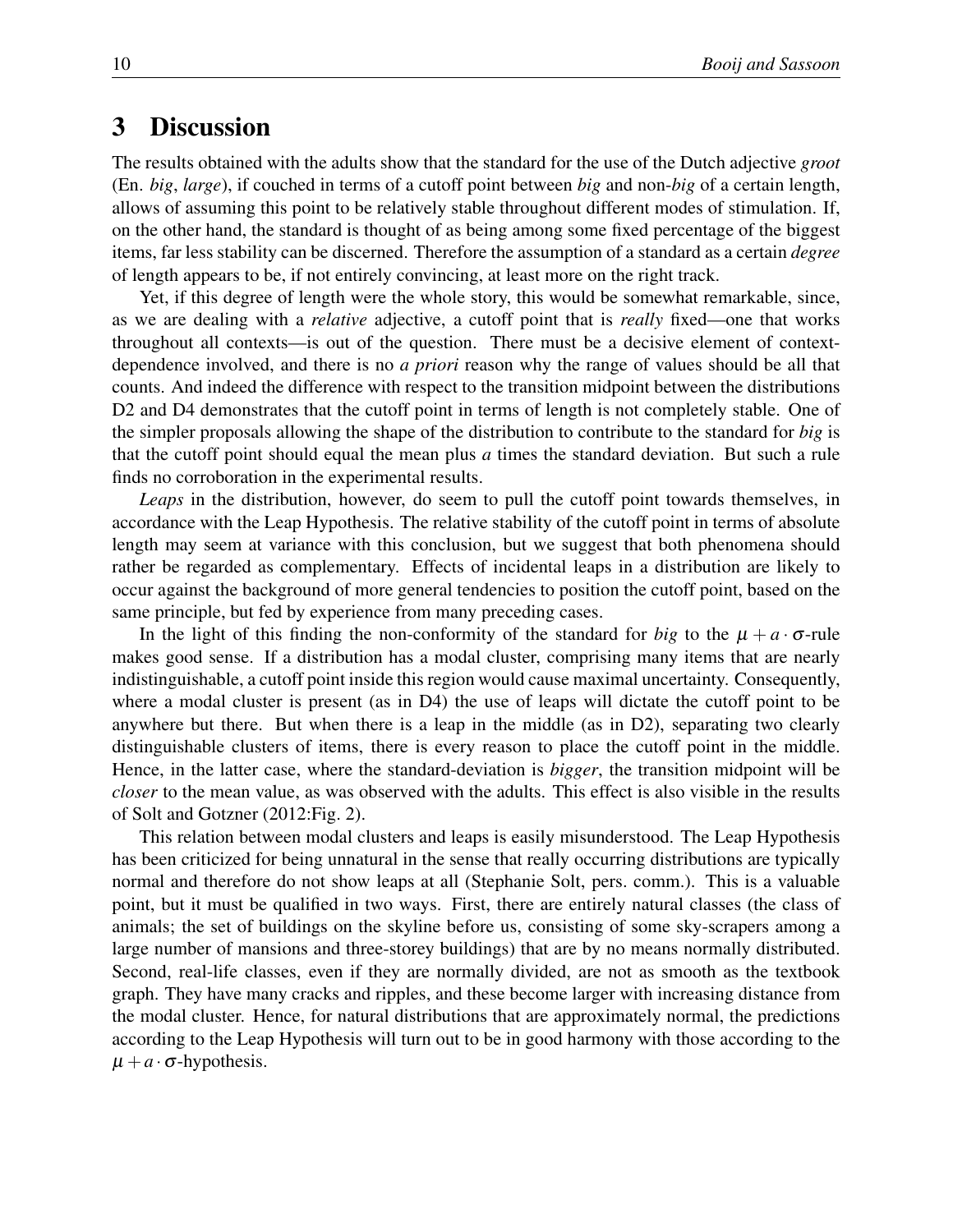## 3 Discussion

The results obtained with the adults show that the standard for the use of the Dutch adjective *groot* (En. *big*, *large*), if couched in terms of a cutoff point between *big* and non-*big* of a certain length, allows of assuming this point to be relatively stable throughout different modes of stimulation. If, on the other hand, the standard is thought of as being among some fixed percentage of the biggest items, far less stability can be discerned. Therefore the assumption of a standard as a certain *degree* of length appears to be, if not entirely convincing, at least more on the right track.

Yet, if this degree of length were the whole story, this would be somewhat remarkable, since, as we are dealing with a *relative* adjective, a cutoff point that is *really* fixed—one that works throughout all contexts—is out of the question. There must be a decisive element of context-dependence involved, and there is no *a priori* reason why the range of values should be all that counts. And indeed the difference with respect to the transition midpoint between the distributions D2 and D4 demonstrates that the cutoff point in terms of length is not completely stable. One of the simpler proposals allowing the shape of the distribution to contribute to the standard for *big* is that the cutoff point should equal the mean plus $a$ times the standard deviation. But such a rule finds no corroboration in the experimental results.

*Leaps* in the distribution, however, do seem to pull the cutoff point towards themselves, in accordance with the Leap Hypothesis. The relative stability of the cutoff point in terms of absolute length may seem at variance with this conclusion, but we suggest that both phenomena should rather be regarded as complementary. Effects of incidental leaps in a distribution are likely to occur against the background of more general tendencies to position the cutoff point, based on the same principle, but fed by experience from many preceding cases.

In the light of this finding the non-conformity of the standard for *big* to the $\mu + a \cdot \sigma$-rule makes good sense. If a distribution has a modal cluster, comprising many items that are nearly indistinguishable, a cutoff point inside this region would cause maximal uncertainty. Consequently, where a modal cluster is present (as in D4) the use of leaps will dictate the cutoff point to be anywhere but there. But when there is a leap in the middle (as in D2), separating two clearly distinguishable clusters of items, there is every reason to place the cutoff point in the middle. Hence, in the latter case, where the standard-deviation is *bigger*, the transition midpoint will be *closer* to the mean value, as was observed with the adults. This effect is also visible in the results of Solt and Gotzner (2012:Fig. 2).

This relation between modal clusters and leaps is easily misunderstood. The Leap Hypothesis has been criticized for being unnatural in the sense that really occurring distributions are typically normal and therefore do not show leaps at all (Stephanie Solt, pers. comm.). This is a valuable point, but it must be qualified in two ways. First, there are entirely natural classes (the class of animals; the set of buildings on the skyline before us, consisting of some sky-scrapers among a large number of mansions and three-storey buildings) that are by no means normally distributed. Second, real-life classes, even if they are normally divided, are not as smooth as the textbook graph. They have many cracks and ripples, and these become larger with increasing distance from the modal cluster. Hence, for natural distributions that are approximately normal, the predictions according to the Leap Hypothesis will turn out to be in good harmony with those according to the $\mu + a \cdot \sigma$-hypothesis.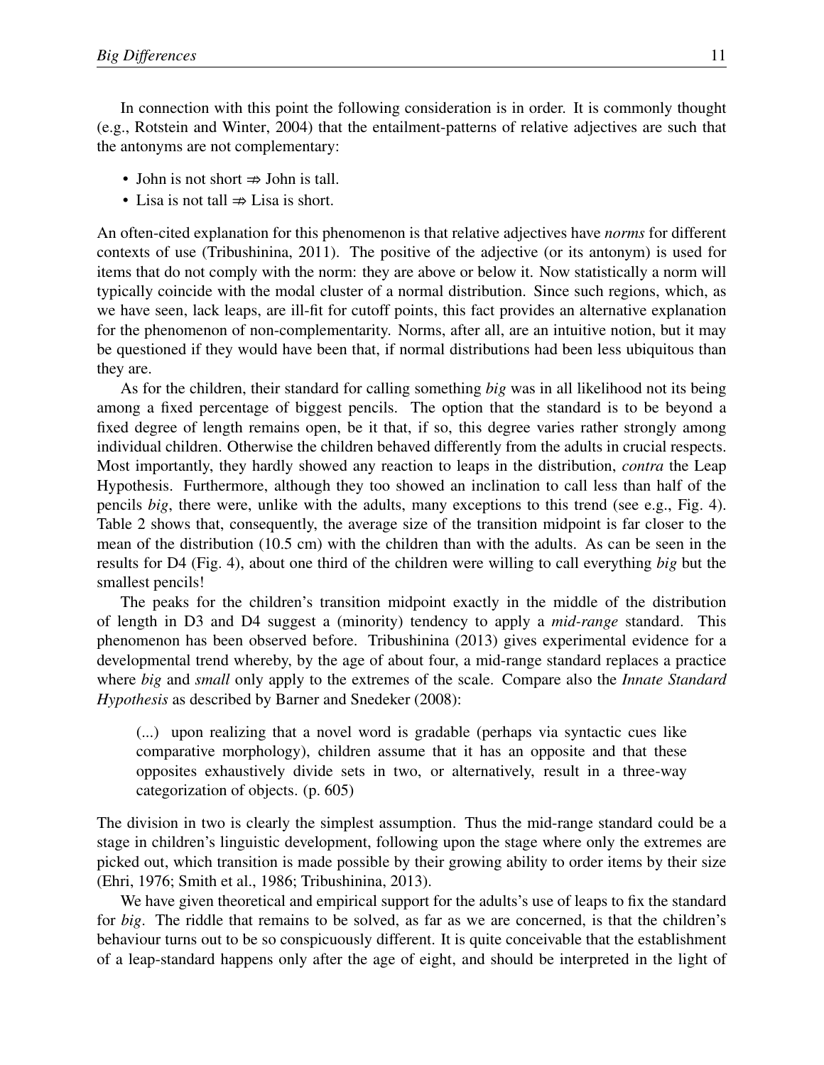In connection with this point the following consideration is in order. It is commonly thought (e.g., Rotstein and Winter, 2004) that the entailment-patterns of relative adjectives are such that the antonyms are not complementary:

- John is not short ⇏ John is tall.
- Lisa is not tall ⇏ Lisa is short.

An often-cited explanation for this phenomenon is that relative adjectives have *norms* for different contexts of use (Tribushinina, 2011). The positive of the adjective (or its antonym) is used for items that do not comply with the norm: they are above or below it. Now statistically a norm will typically coincide with the modal cluster of a normal distribution. Since such regions, which, as we have seen, lack leaps, are ill-fit for cutoff points, this fact provides an alternative explanation for the phenomenon of non-complementarity. Norms, after all, are an intuitive notion, but it may be questioned if they would have been that, if normal distributions had been less ubiquitous than they are.

As for the children, their standard for calling something *big* was in all likelihood not its being among a fixed percentage of biggest pencils. The option that the standard is to be beyond a fixed degree of length remains open, be it that, if so, this degree varies rather strongly among individual children. Otherwise the children behaved differently from the adults in crucial respects. Most importantly, they hardly showed any reaction to leaps in the distribution, *contra* the Leap Hypothesis. Furthermore, although they too showed an inclination to call less than half of the pencils *big*, there were, unlike with the adults, many exceptions to this trend (see e.g., Fig. 4). Table 2 shows that, consequently, the average size of the transition midpoint is far closer to the mean of the distribution (10.5 cm) with the children than with the adults. As can be seen in the results for D4 (Fig. 4), about one third of the children were willing to call everything *big* but the smallest pencils!

The peaks for the children's transition midpoint exactly in the middle of the distribution of length in D3 and D4 suggest a (minority) tendency to apply a *mid-range* standard. This phenomenon has been observed before. Tribushinina (2013) gives experimental evidence for a developmental trend whereby, by the age of about four, a mid-range standard replaces a practice where *big* and *small* only apply to the extremes of the scale. Compare also the *Innate Standard Hypothesis* as described by Barner and Snedeker (2008):

> (...) upon realizing that a novel word is gradable (perhaps via syntactic cues like comparative morphology), children assume that it has an opposite and that these opposites exhaustively divide sets in two, or alternatively, result in a three-way categorization of objects. (p. 605)

The division in two is clearly the simplest assumption. Thus the mid-range standard could be a stage in children's linguistic development, following upon the stage where only the extremes are picked out, which transition is made possible by their growing ability to order items by their size (Ehri, 1976; Smith et al., 1986; Tribushinina, 2013).

We have given theoretical and empirical support for the adults's use of leaps to fix the standard for *big*. The riddle that remains to be solved, as far as we are concerned, is that the children's behaviour turns out to be so conspicuously different. It is quite conceivable that the establishment of a leap-standard happens only after the age of eight, and should be interpreted in the light of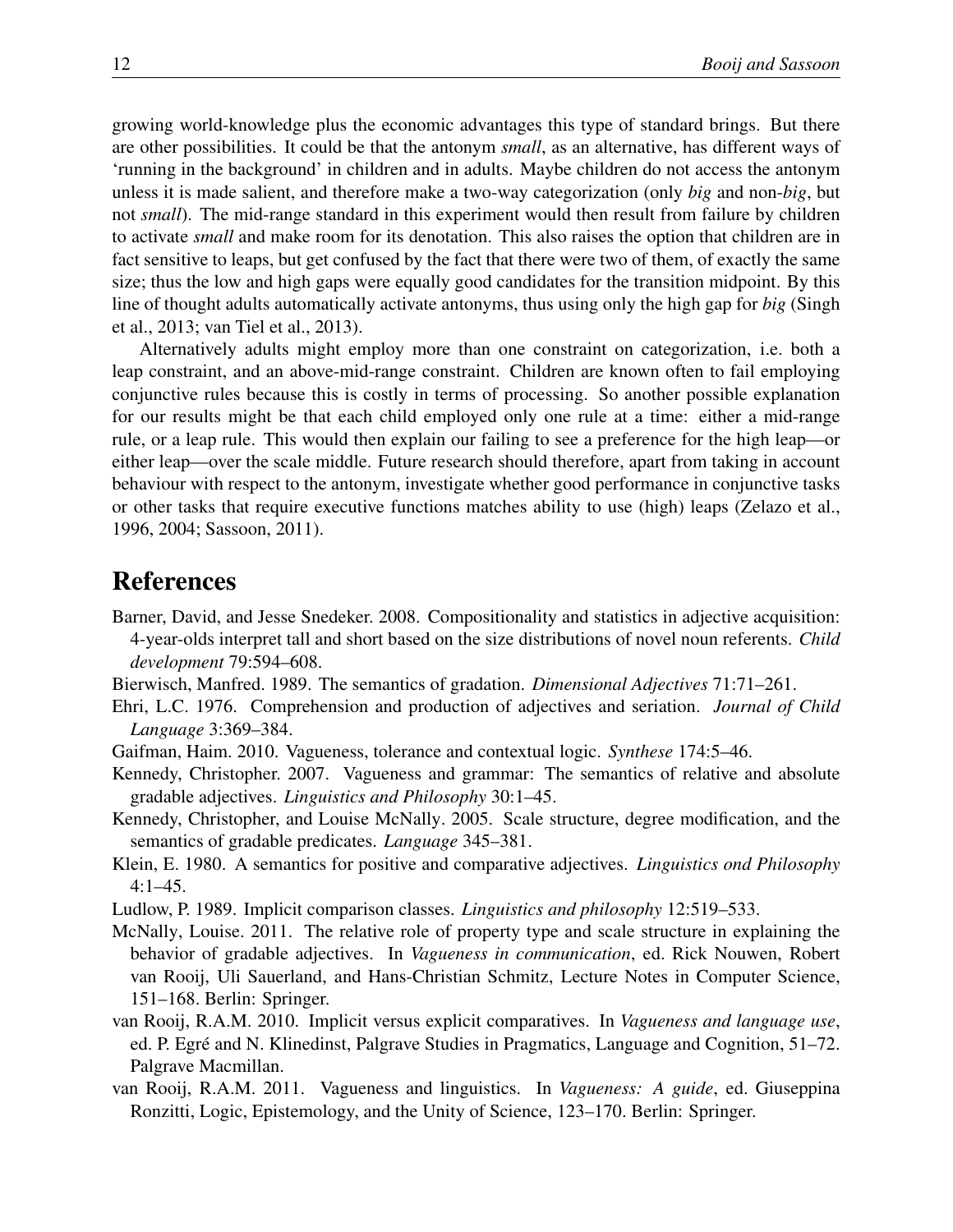growing world-knowledge plus the economic advantages this type of standard brings. But there are other possibilities. It could be that the antonym *small*, as an alternative, has different ways of 'running in the background' in children and in adults. Maybe children do not access the antonym unless it is made salient, and therefore make a two-way categorization (only *big* and non-*big*, but not *small*). The mid-range standard in this experiment would then result from failure by children to activate *small* and make room for its denotation. This also raises the option that children are in fact sensitive to leaps, but get confused by the fact that there were two of them, of exactly the same size; thus the low and high gaps were equally good candidates for the transition midpoint. By this line of thought adults automatically activate antonyms, thus using only the high gap for *big* (Singh et al., 2013; van Tiel et al., 2013).

Alternatively adults might employ more than one constraint on categorization, i.e. both a leap constraint, and an above-mid-range constraint. Children are known often to fail employing conjunctive rules because this is costly in terms of processing. So another possible explanation for our results might be that each child employed only one rule at a time: either a mid-range rule, or a leap rule. This would then explain our failing to see a preference for the high leap—or either leap—over the scale middle. Future research should therefore, apart from taking in account behaviour with respect to the antonym, investigate whether good performance in conjunctive tasks or other tasks that require executive functions matches ability to use (high) leaps (Zelazo et al., 1996, 2004; Sassoon, 2011).

# References

Barner, David, and Jesse Snedeker. 2008. Compositionality and statistics in adjective acquisition: 4-year-olds interpret tall and short based on the size distributions of novel noun referents. *Child development* 79:594–608.

Bierwisch, Manfred. 1989. The semantics of gradation. *Dimensional Adjectives* 71:71–261.

Ehri, L.C. 1976. Comprehension and production of adjectives and seriation. *Journal of Child Language* 3:369–384.

Gaifman, Haim. 2010. Vagueness, tolerance and contextual logic. *Synthese* 174:5–46.

Kennedy, Christopher. 2007. Vagueness and grammar: The semantics of relative and absolute gradable adjectives. *Linguistics and Philosophy* 30:1–45.

Kennedy, Christopher, and Louise McNally. 2005. Scale structure, degree modification, and the semantics of gradable predicates. *Language* 345–381.

Klein, E. 1980. A semantics for positive and comparative adjectives. *Linguistics ond Philosophy* 4:1–45.

Ludlow, P. 1989. Implicit comparison classes. *Linguistics and philosophy* 12:519–533.

McNally, Louise. 2011. The relative role of property type and scale structure in explaining the behavior of gradable adjectives. In *Vagueness in communication*, ed. Rick Nouwen, Robert van Rooij, Uli Sauerland, and Hans-Christian Schmitz, Lecture Notes in Computer Science, 151–168. Berlin: Springer.

van Rooij, R.A.M. 2010. Implicit versus explicit comparatives. In *Vagueness and language use*, ed. P. Egré and N. Klinedinst, Palgrave Studies in Pragmatics, Language and Cognition, 51–72. Palgrave Macmillan.

van Rooij, R.A.M. 2011. Vagueness and linguistics. In *Vagueness: A guide*, ed. Giuseppina Ronzitti, Logic, Epistemology, and the Unity of Science, 123–170. Berlin: Springer.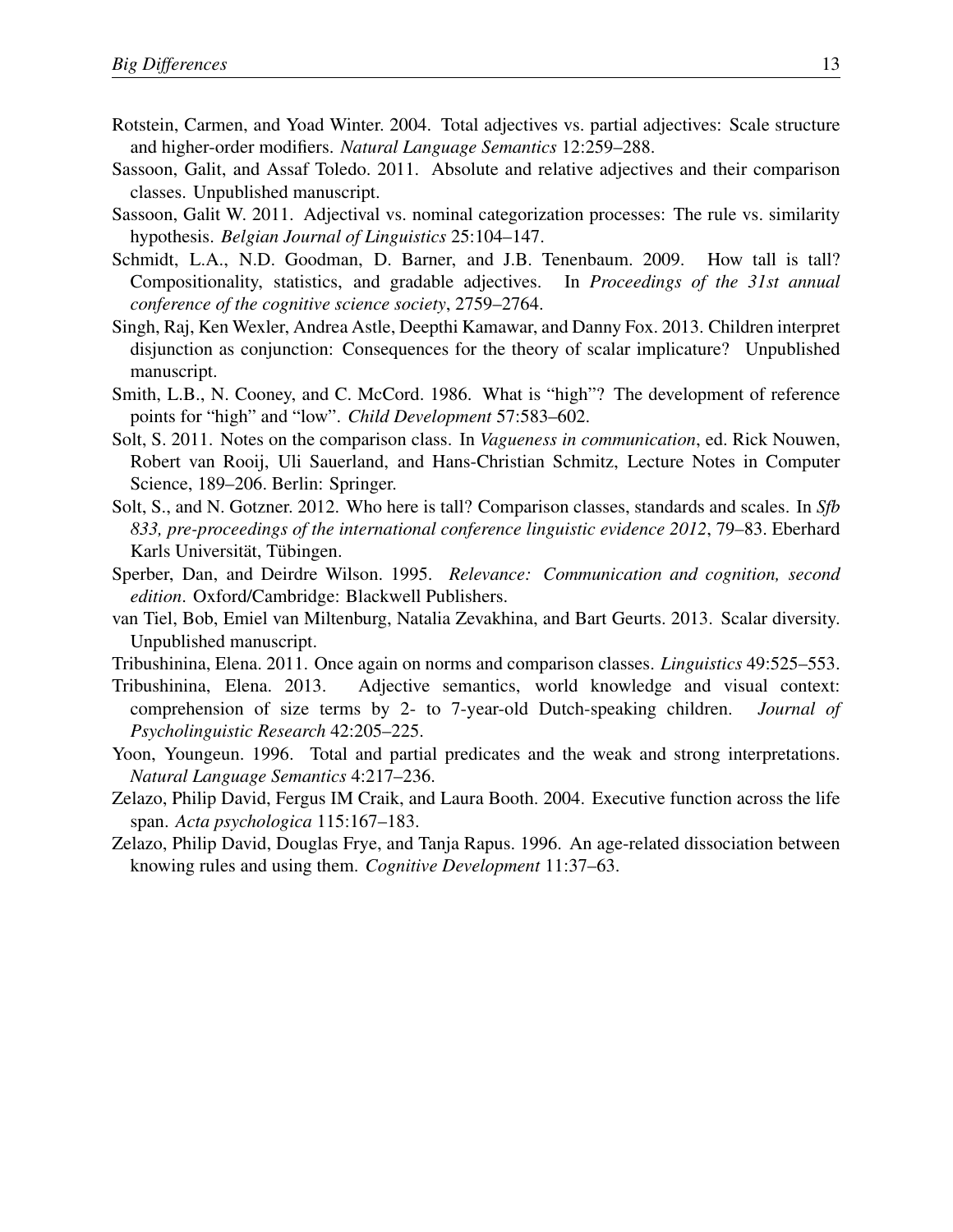Rotstein, Carmen, and Yoad Winter. 2004. Total adjectives vs. partial adjectives: Scale structure and higher-order modifiers. *Natural Language Semantics* 12:259–288.

Sassoon, Galit, and Assaf Toledo. 2011. Absolute and relative adjectives and their comparison classes. Unpublished manuscript.

Sassoon, Galit W. 2011. Adjectival vs. nominal categorization processes: The rule vs. similarity hypothesis. *Belgian Journal of Linguistics* 25:104–147.

Schmidt, L.A., N.D. Goodman, D. Barner, and J.B. Tenenbaum. 2009. How tall is tall? Compositionality, statistics, and gradable adjectives. In *Proceedings of the 31st annual conference of the cognitive science society*, 2759–2764.

Singh, Raj, Ken Wexler, Andrea Astle, Deepthi Kamawar, and Danny Fox. 2013. Children interpret disjunction as conjunction: Consequences for the theory of scalar implicature? Unpublished manuscript.

Smith, L.B., N. Cooney, and C. McCord. 1986. What is "high"? The development of reference points for "high" and "low". *Child Development* 57:583–602.

Solt, S. 2011. Notes on the comparison class. In *Vagueness in communication*, ed. Rick Nouwen, Robert van Rooij, Uli Sauerland, and Hans-Christian Schmitz, Lecture Notes in Computer Science, 189–206. Berlin: Springer.

Solt, S., and N. Gotzner. 2012. Who here is tall? Comparison classes, standards and scales. In *Sfb 833, pre-proceedings of the international conference linguistic evidence 2012*, 79–83. Eberhard Karls Universität, Tübingen.

Sperber, Dan, and Deirdre Wilson. 1995. *Relevance: Communication and cognition, second edition*. Oxford/Cambridge: Blackwell Publishers.

van Tiel, Bob, Emiel van Miltenburg, Natalia Zevakhina, and Bart Geurts. 2013. Scalar diversity. Unpublished manuscript.

Tribushinina, Elena. 2011. Once again on norms and comparison classes. *Linguistics* 49:525–553.

Tribushinina, Elena. 2013. Adjective semantics, world knowledge and visual context: comprehension of size terms by 2- to 7-year-old Dutch-speaking children. *Journal of Psycholinguistic Research* 42:205–225.

Yoon, Youngeun. 1996. Total and partial predicates and the weak and strong interpretations. *Natural Language Semantics* 4:217–236.

Zelazo, Philip David, Fergus IM Craik, and Laura Booth. 2004. Executive function across the life span. *Acta psychologica* 115:167–183.

Zelazo, Philip David, Douglas Frye, and Tanja Rapus. 1996. An age-related dissociation between knowing rules and using them. *Cognitive Development* 11:37–63.